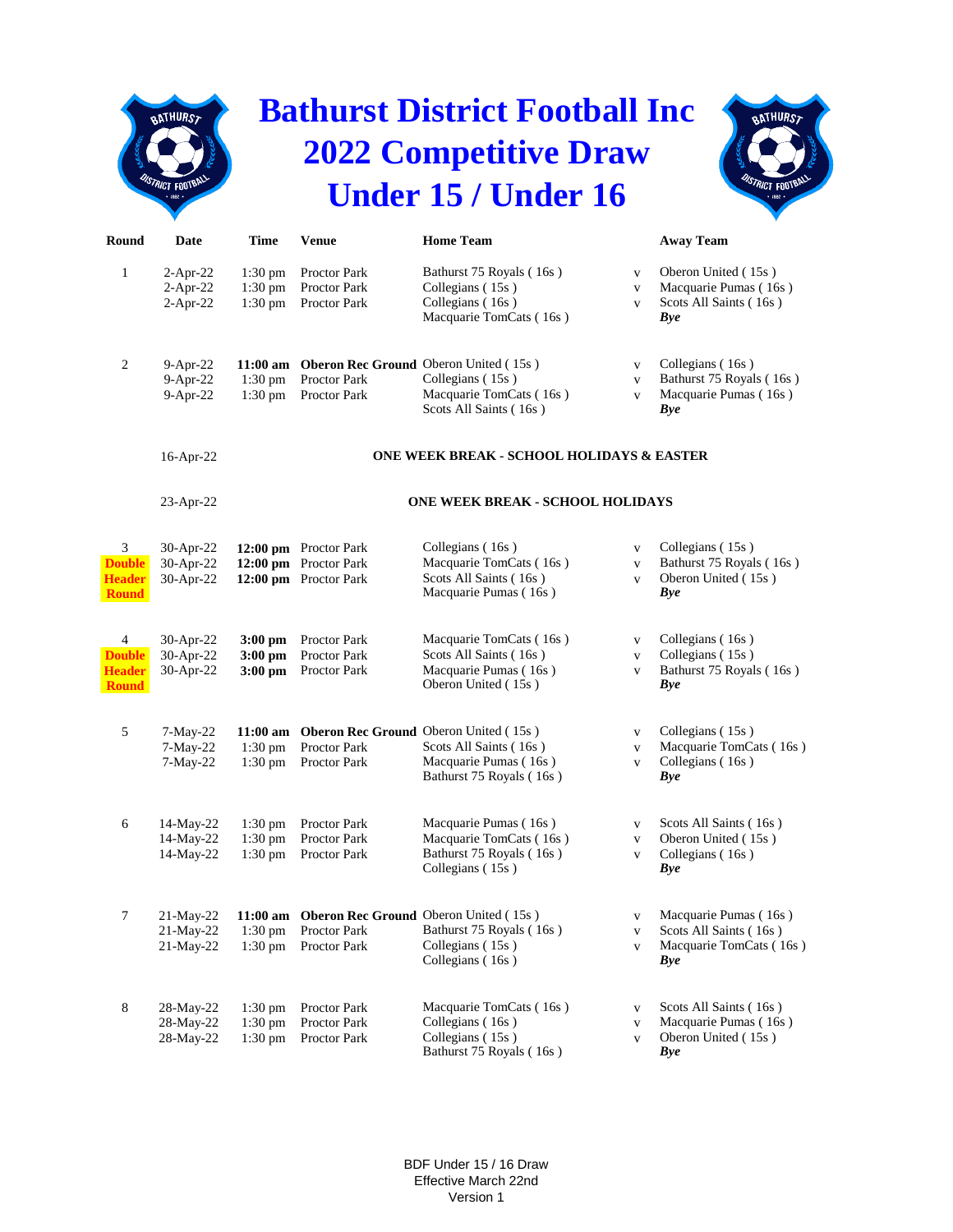# Bathurst District Football Inc
# 2022 Competitive Draw
# Under 15 / Under 16

| Round | Date | Time | Venue | Home Team | | Away Team |
|---|---|---|---|---|---|---|
| 1 | 2-Apr-22 | 1:30 pm | Proctor Park | Bathurst 75 Royals ( 16s ) | v | Oberon United ( 15s ) |
| | 2-Apr-22 | 1:30 pm | Proctor Park | Collegians ( 15s ) | v | Macquarie Pumas ( 16s ) |
| | 2-Apr-22 | 1:30 pm | Proctor Park | Collegians ( 16s ) | v | Scots All Saints ( 16s ) |
| | | | | Macquarie TomCats ( 16s ) | | ***Bye*** |
| 2 | 9-Apr-22 | **11:00 am** | **Oberon Rec Ground** | Oberon United ( 15s ) | v | Collegians ( 16s ) |
| | 9-Apr-22 | 1:30 pm | Proctor Park | Collegians ( 15s ) | v | Bathurst 75 Royals ( 16s ) |
| | 9-Apr-22 | 1:30 pm | Proctor Park | Macquarie TomCats ( 16s ) | v | Macquarie Pumas ( 16s ) |
| | | | | Scots All Saints ( 16s ) | | ***Bye*** |
| | 16-Apr-22 | | **ONE WEEK BREAK - SCHOOL HOLIDAYS & EASTER** | | | |
| | 23-Apr-22 | | **ONE WEEK BREAK - SCHOOL HOLIDAYS** | | | |
| 3 **Double Header Round** | 30-Apr-22 | **12:00 pm** | Proctor Park | Collegians ( 16s ) | v | Collegians ( 15s ) |
| | 30-Apr-22 | **12:00 pm** | Proctor Park | Macquarie TomCats ( 16s ) | v | Bathurst 75 Royals ( 16s ) |
| | 30-Apr-22 | **12:00 pm** | Proctor Park | Scots All Saints ( 16s ) | v | Oberon United ( 15s ) |
| | | | | Macquarie Pumas ( 16s ) | | ***Bye*** |
| 4 **Double Header Round** | 30-Apr-22 | **3:00 pm** | Proctor Park | Macquarie TomCats ( 16s ) | v | Collegians ( 16s ) |
| | 30-Apr-22 | **3:00 pm** | Proctor Park | Scots All Saints ( 16s ) | v | Collegians ( 15s ) |
| | 30-Apr-22 | **3:00 pm** | Proctor Park | Macquarie Pumas ( 16s ) | v | Bathurst 75 Royals ( 16s ) |
| | | | | Oberon United ( 15s ) | | ***Bye*** |
| 5 | 7-May-22 | **11:00 am** | **Oberon Rec Ground** | Oberon United ( 15s ) | v | Collegians ( 15s ) |
| | 7-May-22 | 1:30 pm | Proctor Park | Scots All Saints ( 16s ) | v | Macquarie TomCats ( 16s ) |
| | 7-May-22 | 1:30 pm | Proctor Park | Macquarie Pumas ( 16s ) | v | Collegians ( 16s ) |
| | | | | Bathurst 75 Royals ( 16s ) | | ***Bye*** |
| 6 | 14-May-22 | 1:30 pm | Proctor Park | Macquarie Pumas ( 16s ) | v | Scots All Saints ( 16s ) |
| | 14-May-22 | 1:30 pm | Proctor Park | Macquarie TomCats ( 16s ) | v | Oberon United ( 15s ) |
| | 14-May-22 | 1:30 pm | Proctor Park | Bathurst 75 Royals ( 16s ) | v | Collegians ( 16s ) |
| | | | | Collegians ( 15s ) | | ***Bye*** |
| 7 | 21-May-22 | **11:00 am** | **Oberon Rec Ground** | Oberon United ( 15s ) | v | Macquarie Pumas ( 16s ) |
| | 21-May-22 | 1:30 pm | Proctor Park | Bathurst 75 Royals ( 16s ) | v | Scots All Saints ( 16s ) |
| | 21-May-22 | 1:30 pm | Proctor Park | Collegians ( 15s ) | v | Macquarie TomCats ( 16s ) |
| | | | | Collegians ( 16s ) | | ***Bye*** |
| 8 | 28-May-22 | 1:30 pm | Proctor Park | Macquarie TomCats ( 16s ) | v | Scots All Saints ( 16s ) |
| | 28-May-22 | 1:30 pm | Proctor Park | Collegians ( 16s ) | v | Macquarie Pumas ( 16s ) |
| | 28-May-22 | 1:30 pm | Proctor Park | Collegians ( 15s ) | v | Oberon United ( 15s ) |
| | | | | Bathurst 75 Royals ( 16s ) | | ***Bye*** |

BDF Under 15 / 16 Draw
Effective March 22nd
Version 1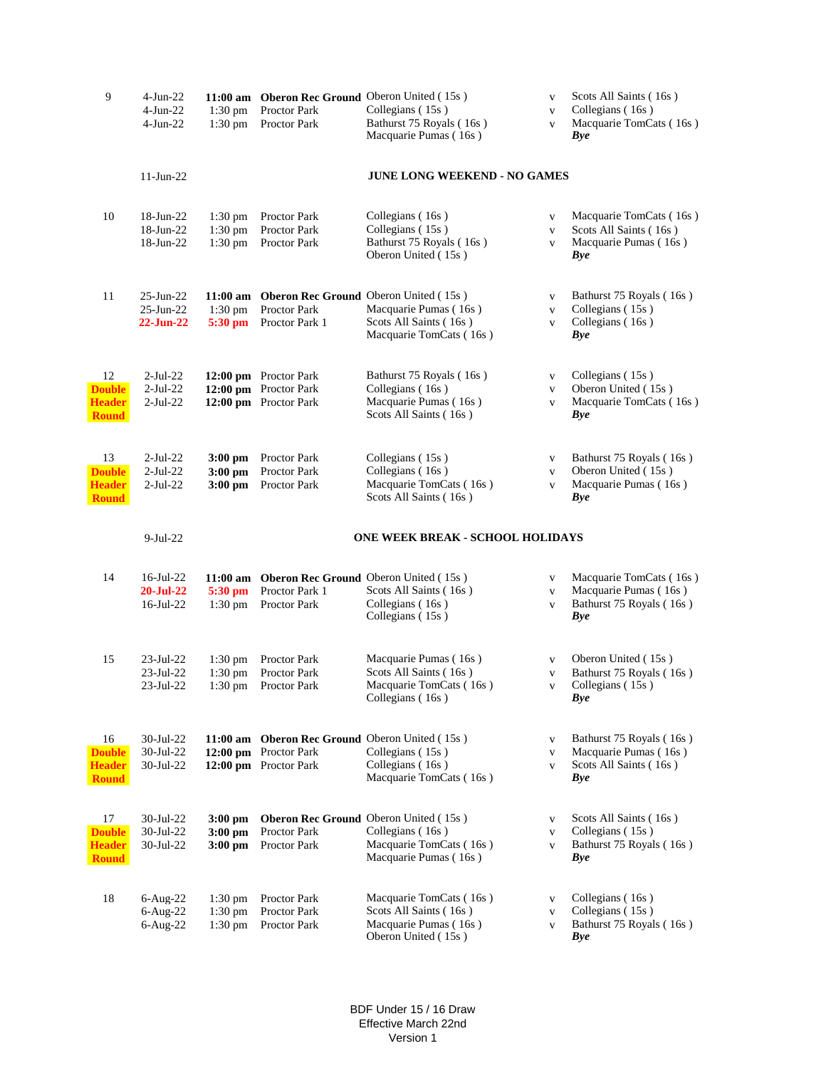| Round | Date | Time | Venue | Home | | Away |
|---|---|---|---|---|---|---|
| 9 | 4-Jun-22 | **11:00 am** | **Oberon Rec Ground** | Oberon United ( 15s ) | v | Scots All Saints ( 16s ) |
| | 4-Jun-22 | 1:30 pm | Proctor Park | Collegians ( 15s ) | v | Collegians ( 16s ) |
| | 4-Jun-22 | 1:30 pm | Proctor Park | Bathurst 75 Royals ( 16s ) | v | Macquarie TomCats ( 16s ) |
| | | | | Macquarie Pumas ( 16s ) | | ***Bye*** |
| | 11-Jun-22 | | | **JUNE LONG WEEKEND - NO GAMES** | | |
| 10 | 18-Jun-22 | 1:30 pm | Proctor Park | Collegians ( 16s ) | v | Macquarie TomCats ( 16s ) |
| | 18-Jun-22 | 1:30 pm | Proctor Park | Collegians ( 15s ) | v | Scots All Saints ( 16s ) |
| | 18-Jun-22 | 1:30 pm | Proctor Park | Bathurst 75 Royals ( 16s ) | v | Macquarie Pumas ( 16s ) |
| | | | | Oberon United ( 15s ) | | ***Bye*** |
| 11 | 25-Jun-22 | **11:00 am** | **Oberon Rec Ground** | Oberon United ( 15s ) | v | Bathurst 75 Royals ( 16s ) |
| | 25-Jun-22 | 1:30 pm | Proctor Park | Macquarie Pumas ( 16s ) | v | Collegians ( 15s ) |
| | **22-Jun-22** | **5:30 pm** | Proctor Park 1 | Scots All Saints ( 16s ) | v | Collegians ( 16s ) |
| | | | | Macquarie TomCats ( 16s ) | | ***Bye*** |
| 12 **Double Header Round** | 2-Jul-22 | **12:00 pm** | Proctor Park | Bathurst 75 Royals ( 16s ) | v | Collegians ( 15s ) |
| | 2-Jul-22 | **12:00 pm** | Proctor Park | Collegians ( 16s ) | v | Oberon United ( 15s ) |
| | 2-Jul-22 | **12:00 pm** | Proctor Park | Macquarie Pumas ( 16s ) | v | Macquarie TomCats ( 16s ) |
| | | | | Scots All Saints ( 16s ) | | ***Bye*** |
| 13 **Double Header Round** | 2-Jul-22 | **3:00 pm** | Proctor Park | Collegians ( 15s ) | v | Bathurst 75 Royals ( 16s ) |
| | 2-Jul-22 | **3:00 pm** | Proctor Park | Collegians ( 16s ) | v | Oberon United ( 15s ) |
| | 2-Jul-22 | **3:00 pm** | Proctor Park | Macquarie TomCats ( 16s ) | v | Macquarie Pumas ( 16s ) |
| | | | | Scots All Saints ( 16s ) | | ***Bye*** |
| | 9-Jul-22 | | | **ONE WEEK BREAK - SCHOOL HOLIDAYS** | | |
| 14 | 16-Jul-22 | **11:00 am** | **Oberon Rec Ground** | Oberon United ( 15s ) | v | Macquarie TomCats ( 16s ) |
| | **20-Jul-22** | **5:30 pm** | Proctor Park 1 | Scots All Saints ( 16s ) | v | Macquarie Pumas ( 16s ) |
| | 16-Jul-22 | 1:30 pm | Proctor Park | Collegians ( 16s ) | v | Bathurst 75 Royals ( 16s ) |
| | | | | Collegians ( 15s ) | | ***Bye*** |
| 15 | 23-Jul-22 | 1:30 pm | Proctor Park | Macquarie Pumas ( 16s ) | v | Oberon United ( 15s ) |
| | 23-Jul-22 | 1:30 pm | Proctor Park | Scots All Saints ( 16s ) | v | Bathurst 75 Royals ( 16s ) |
| | 23-Jul-22 | 1:30 pm | Proctor Park | Macquarie TomCats ( 16s ) | v | Collegians ( 15s ) |
| | | | | Collegians ( 16s ) | | ***Bye*** |
| 16 **Double Header Round** | 30-Jul-22 | **11:00 am** | **Oberon Rec Ground** | Oberon United ( 15s ) | v | Bathurst 75 Royals ( 16s ) |
| | 30-Jul-22 | **12:00 pm** | Proctor Park | Collegians ( 15s ) | v | Macquarie Pumas ( 16s ) |
| | 30-Jul-22 | **12:00 pm** | Proctor Park | Collegians ( 16s ) | v | Scots All Saints ( 16s ) |
| | | | | Macquarie TomCats ( 16s ) | | ***Bye*** |
| 17 **Double Header Round** | 30-Jul-22 | **3:00 pm** | **Oberon Rec Ground** | Oberon United ( 15s ) | v | Scots All Saints ( 16s ) |
| | 30-Jul-22 | **3:00 pm** | Proctor Park | Collegians ( 16s ) | v | Collegians ( 15s ) |
| | 30-Jul-22 | **3:00 pm** | Proctor Park | Macquarie TomCats ( 16s ) | v | Bathurst 75 Royals ( 16s ) |
| | | | | Macquarie Pumas ( 16s ) | | ***Bye*** |
| 18 | 6-Aug-22 | 1:30 pm | Proctor Park | Macquarie TomCats ( 16s ) | v | Collegians ( 16s ) |
| | 6-Aug-22 | 1:30 pm | Proctor Park | Scots All Saints ( 16s ) | v | Collegians ( 15s ) |
| | 6-Aug-22 | 1:30 pm | Proctor Park | Macquarie Pumas ( 16s ) | v | Bathurst 75 Royals ( 16s ) |
| | | | | Oberon United ( 15s ) | | ***Bye*** |

BDF Under 15 / 16 Draw
Effective March 22nd
Version 1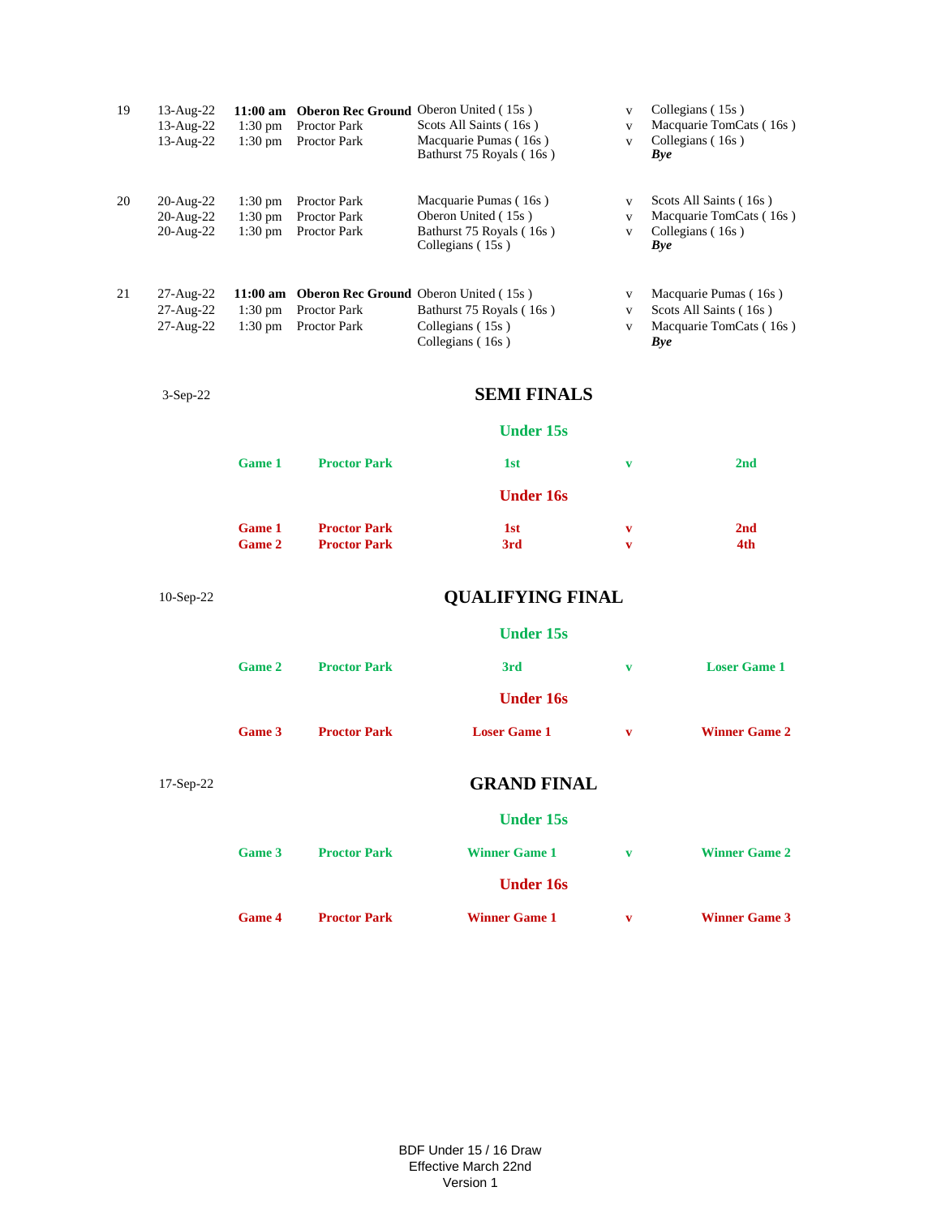| Round | Date | Time | Venue | Home | | Away |
|---|---|---|---|---|---|---|
| 19 | 13-Aug-22 | **11:00 am** | **Oberon Rec Ground** | Oberon United ( 15s ) | v | Collegians ( 15s ) |
| | 13-Aug-22 | 1:30 pm | Proctor Park | Scots All Saints ( 16s ) | v | Macquarie TomCats ( 16s ) |
| | 13-Aug-22 | 1:30 pm | Proctor Park | Macquarie Pumas ( 16s ) | v | Collegians ( 16s ) |
| | | | | Bathurst 75 Royals ( 16s ) | | ***Bye*** |
| 20 | 20-Aug-22 | 1:30 pm | Proctor Park | Macquarie Pumas ( 16s ) | v | Scots All Saints ( 16s ) |
| | 20-Aug-22 | 1:30 pm | Proctor Park | Oberon United ( 15s ) | v | Macquarie TomCats ( 16s ) |
| | 20-Aug-22 | 1:30 pm | Proctor Park | Bathurst 75 Royals ( 16s ) | v | Collegians ( 16s ) |
| | | | | Collegians ( 15s ) | | ***Bye*** |
| 21 | 27-Aug-22 | **11:00 am** | **Oberon Rec Ground** | Oberon United ( 15s ) | v | Macquarie Pumas ( 16s ) |
| | 27-Aug-22 | 1:30 pm | Proctor Park | Bathurst 75 Royals ( 16s ) | v | Scots All Saints ( 16s ) |
| | 27-Aug-22 | 1:30 pm | Proctor Park | Collegians ( 15s ) | v | Macquarie TomCats ( 16s ) |
| | | | | Collegians ( 16s ) | | ***Bye*** |

3-Sep-22

## SEMI FINALS

### Under 15s

| Game | Venue | Home | | Away |
|---|---|---|---|---|
| **Game 1** | **Proctor Park** | **1st** | **v** | **2nd** |

### Under 16s

| Game | Venue | Home | | Away |
|---|---|---|---|---|
| **Game 1** | **Proctor Park** | **1st** | **v** | **2nd** |
| **Game 2** | **Proctor Park** | **3rd** | **v** | **4th** |

10-Sep-22

## QUALIFYING FINAL

### Under 15s

| Game | Venue | Home | | Away |
|---|---|---|---|---|
| **Game 2** | **Proctor Park** | **3rd** | **v** | **Loser Game 1** |

### Under 16s

| Game | Venue | Home | | Away |
|---|---|---|---|---|
| **Game 3** | **Proctor Park** | **Loser Game 1** | **v** | **Winner Game 2** |

17-Sep-22

## GRAND FINAL

### Under 15s

| Game | Venue | Home | | Away |
|---|---|---|---|---|
| **Game 3** | **Proctor Park** | **Winner Game 1** | **v** | **Winner Game 2** |

### Under 16s

| Game | Venue | Home | | Away |
|---|---|---|---|---|
| **Game 4** | **Proctor Park** | **Winner Game 1** | **v** | **Winner Game 3** |

BDF Under 15 / 16 Draw
Effective March 22nd
Version 1